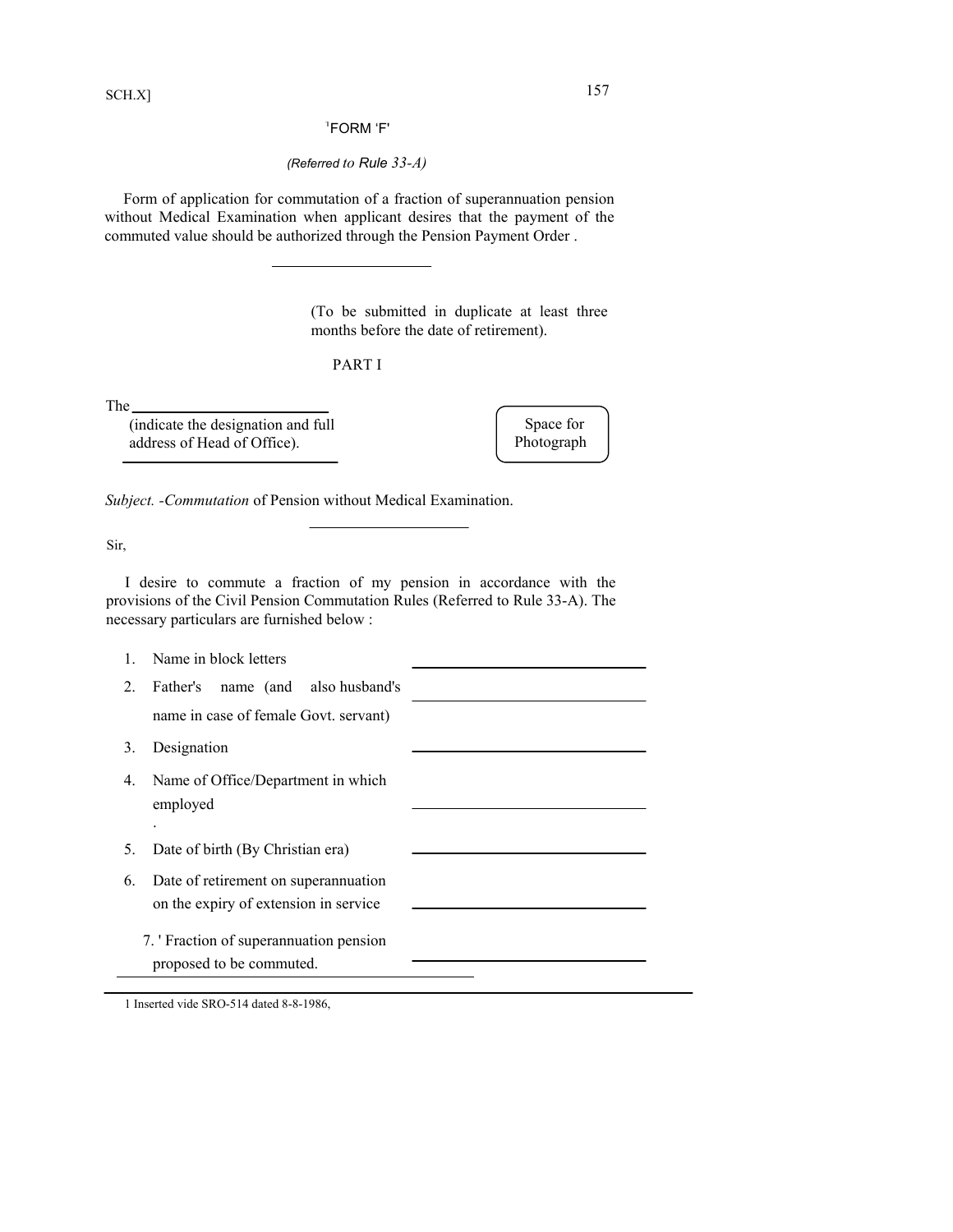## [1]FORM 'F'

*(Referred to Rule 33-A)*

Form of application for commutation of a fraction of superannuation pension without Medical Examination when applicant desires that the payment of the commuted value should be authorized through the Pension Payment Order .

---

(To be submitted in duplicate at least three months before the date of retirement).

PART I

The ____________________
(indicate the designation and full address of Head of Office).
____________________

Space for Photograph

*Subject. -Commutation* of Pension without Medical Examination.

---

Sir,

I desire to commute a fraction of my pension in accordance with the provisions of the Civil Pension Commutation Rules (Referred to Rule 33-A). The necessary particulars are furnished below :

1. Name in block letters ____________________
2. Father's name (and also husband's name in case of female Govt. servant) ____________________
3. Designation ____________________
4. Name of Office/Department in which employed ____________________
5. Date of birth (By Christian era) ____________________
6. Date of retirement on superannuation on the expiry of extension in service ____________________
7. ' Fraction of superannuation pension proposed to be commuted. ____________________

---

1 Inserted vide SRO-514 dated 8-8-1986,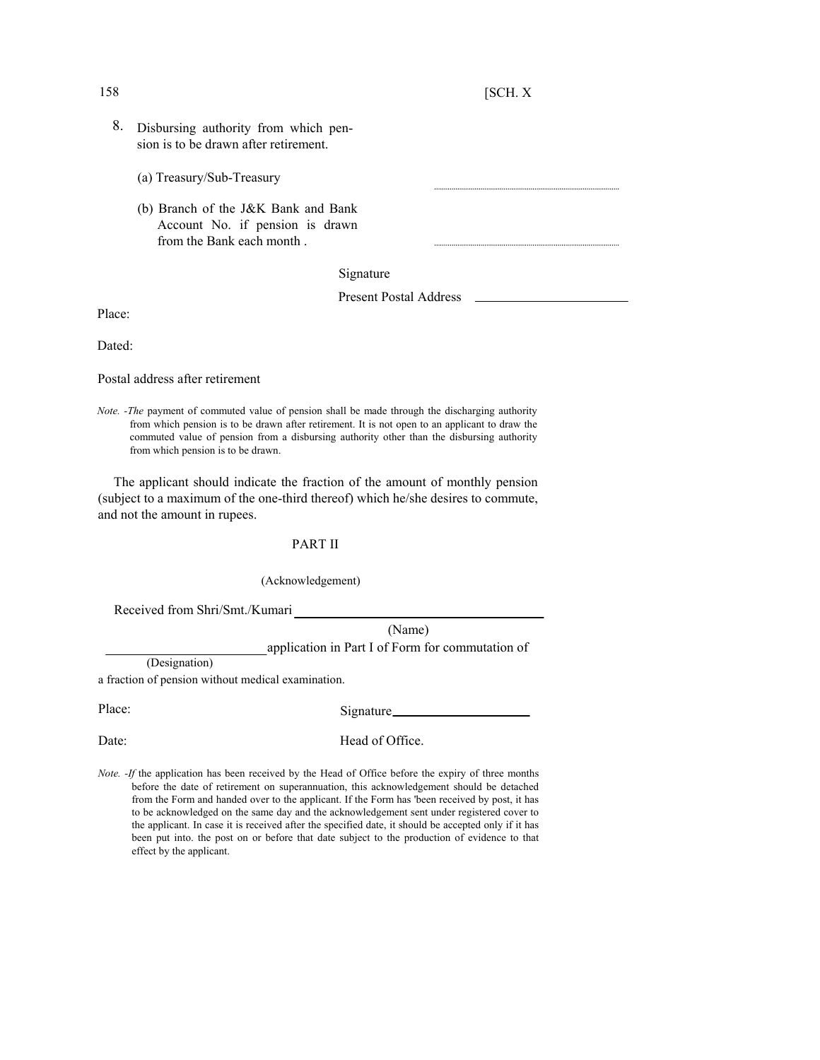8. Disbursing authority from which pension is to be drawn after retirement.

   (a) Treasury/Sub-Treasury ..............................................

   (b) Branch of the J&K Bank and Bank Account No. if pension is drawn from the Bank each month . ..............................................

Signature

Present Postal Address ______________________

Place:

Dated:

Postal address after retirement

*Note. -The* payment of commuted value of pension shall be made through the discharging authority from which pension is to be drawn after retirement. It is not open to an applicant to draw the commuted value of pension from a disbursing authority other than the disbursing authority from which pension is to be drawn.

The applicant should indicate the fraction of the amount of monthly pension (subject to a maximum of the one-third thereof) which he/she desires to commute, and not the amount in rupees.

## PART II

(Acknowledgement)

Received from Shri/Smt./Kumari ____________________________________
(Name)

________________________ application in Part I of Form for commutation of
(Designation)

a fraction of pension without medical examination.

Place: Signature____________________

Date: Head of Office.

*Note. -If* the application has been received by the Head of Office before the expiry of three months before the date of retirement on superannuation, this acknowledgement should be detached from the Form and handed over to the applicant. If the Form has 'been received by post, it has to be acknowledged on the same day and the acknowledgement sent under registered cover to the applicant. In case it is received after the specified date, it should be accepted only if it has been put into. the post on or before that date subject to the production of evidence to that effect by the applicant.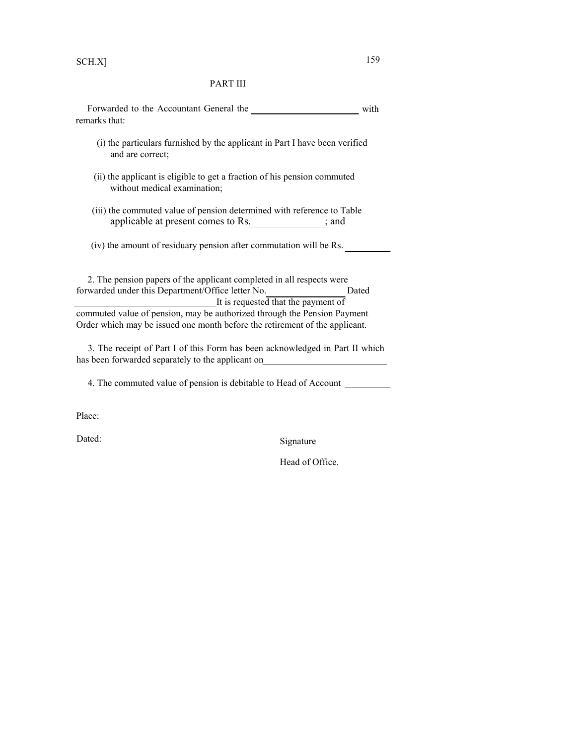## PART III

Forwarded to the Accountant General the \_\_\_\_\_\_\_\_\_\_\_\_\_\_\_\_\_\_\_\_\_\_ with remarks that:

(i) the particulars furnished by the applicant in Part I have been verified and are correct;

(ii) the applicant is eligible to get a fraction of his pension commuted without medical examination;

(iii) the commuted value of pension determined with reference to Table applicable at present comes to Rs.\_\_\_\_\_\_\_\_\_\_\_\_\_\_\_\_; and

(iv) the amount of residuary pension after commutation will be Rs. \_\_\_\_\_\_\_\_\_\_

2. The pension papers of the applicant completed in all respects were forwarded under this Department/Office letter No.\_\_\_\_\_\_\_\_\_\_\_\_\_\_\_\_ Dated \_\_\_\_\_\_\_\_\_\_\_\_\_\_\_\_\_\_\_\_\_\_\_\_\_\_\_\_\_\_ It is requested that the payment of commuted value of pension, may be authorized through the Pension Payment Order which may be issued one month before the retirement of the applicant.

3. The receipt of Part I of this Form has been acknowledged in Part II which has been forwarded separately to the applicant on\_\_\_\_\_\_\_\_\_\_\_\_\_\_\_\_\_\_\_\_\_\_\_\_\_\_

4. The commuted value of pension is debitable to Head of Account \_\_\_\_\_\_\_\_\_\_

Place:

Dated:

Signature

Head of Office.